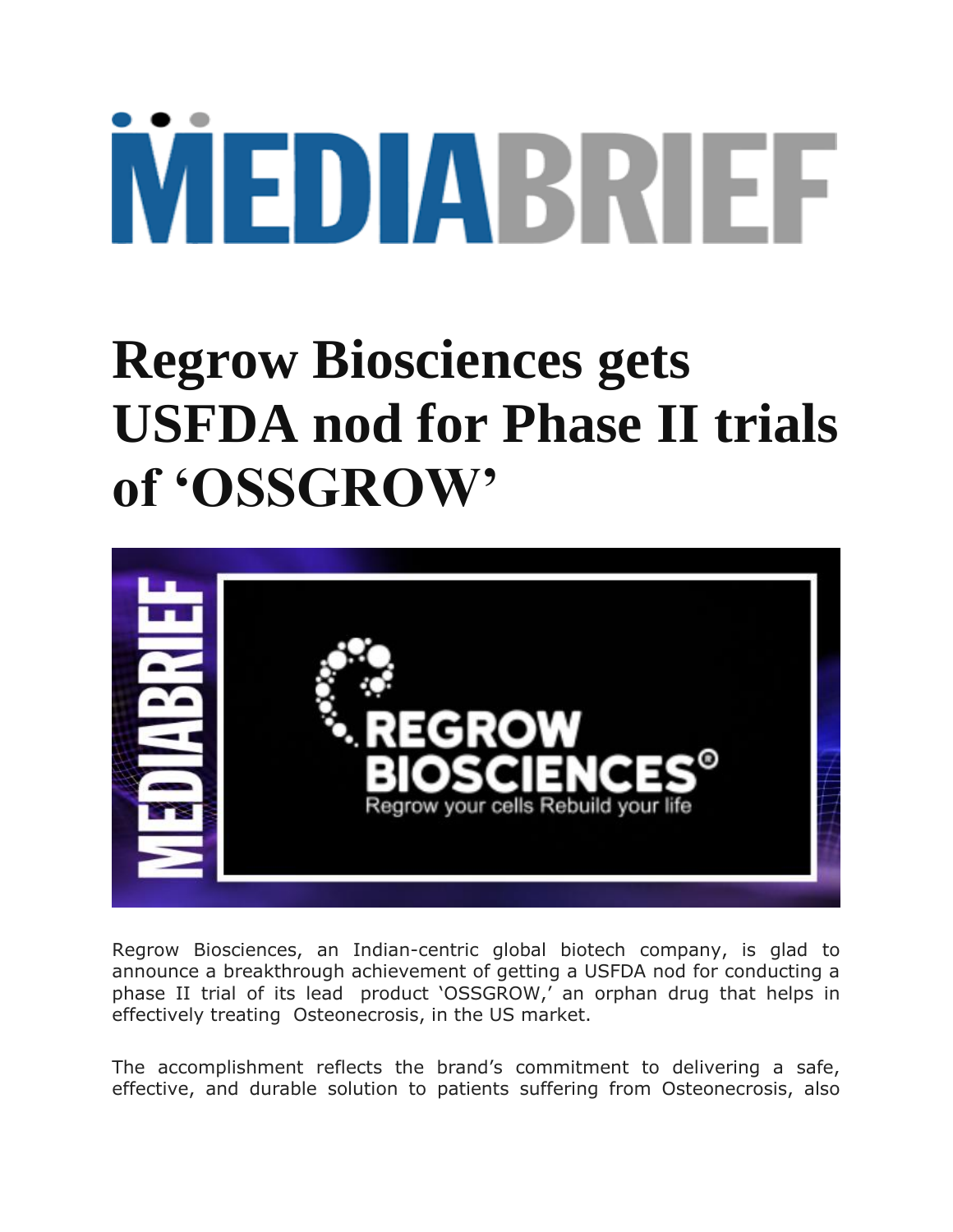MEDIABRIEF

# Regrow Biosciences gets USFDA nod for Phase II trials of 'OSSGROW'

Regrow Biosciences, an Indian-centric global biotech company, is glad to announce a breakthrough achievement of getting a USFDA nod for conducting a phase II trial of its lead product 'OSSGROW,' an orphan drug that helps in effectively treating Osteonecrosis, in the US market.

The accomplishment reflects the brand's commitment to delivering a safe, effective, and durable solution to patients suffering from Osteonecrosis, also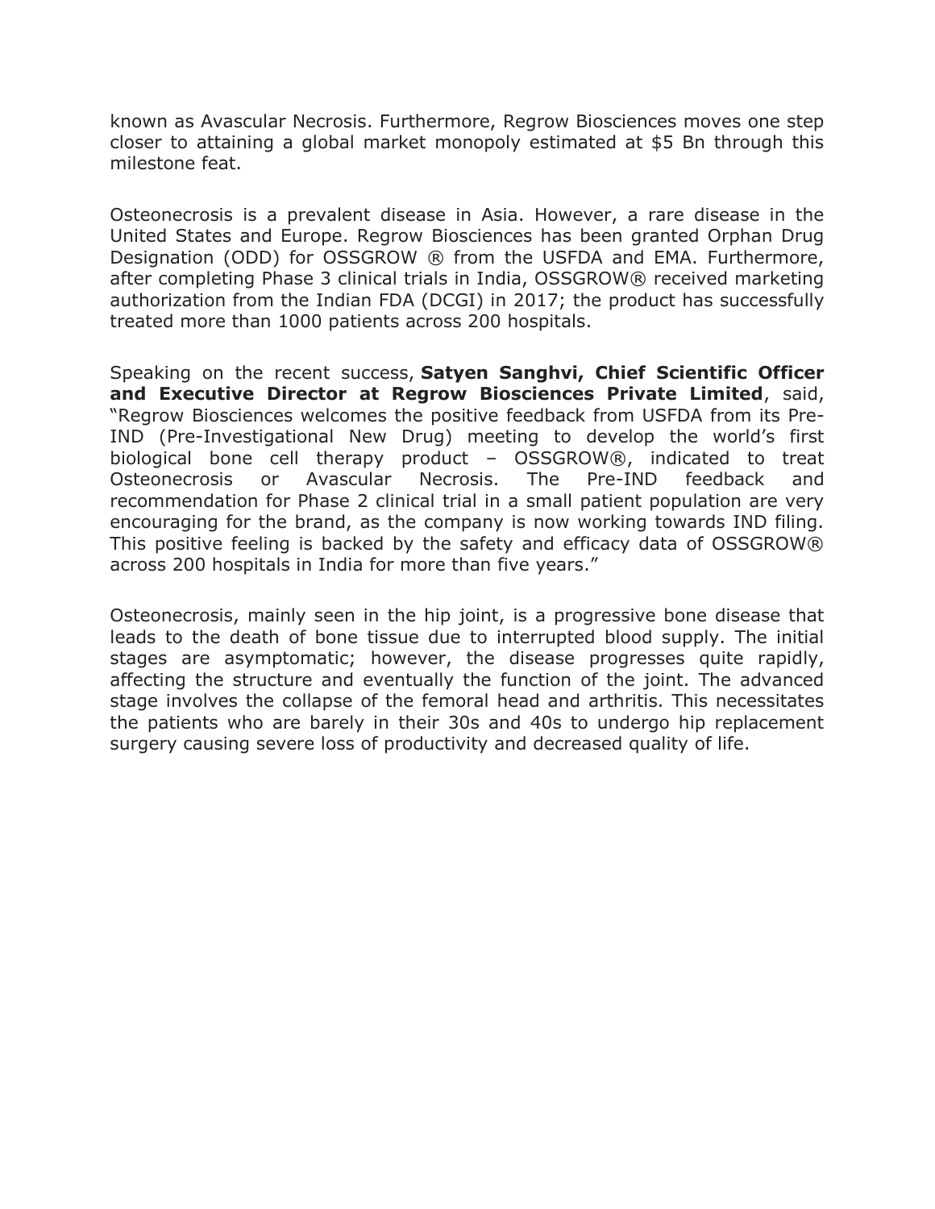known as Avascular Necrosis. Furthermore, Regrow Biosciences moves one step closer to attaining a global market monopoly estimated at $5 Bn through this milestone feat.

Osteonecrosis is a prevalent disease in Asia. However, a rare disease in the United States and Europe. Regrow Biosciences has been granted Orphan Drug Designation (ODD) for OSSGROW ® from the USFDA and EMA. Furthermore, after completing Phase 3 clinical trials in India, OSSGROW® received marketing authorization from the Indian FDA (DCGI) in 2017; the product has successfully treated more than 1000 patients across 200 hospitals.

Speaking on the recent success, **Satyen Sanghvi, Chief Scientific Officer and Executive Director at Regrow Biosciences Private Limited**, said, "Regrow Biosciences welcomes the positive feedback from USFDA from its Pre-IND (Pre-Investigational New Drug) meeting to develop the world's first biological bone cell therapy product – OSSGROW®, indicated to treat Osteonecrosis or Avascular Necrosis. The Pre-IND feedback and recommendation for Phase 2 clinical trial in a small patient population are very encouraging for the brand, as the company is now working towards IND filing. This positive feeling is backed by the safety and efficacy data of OSSGROW® across 200 hospitals in India for more than five years."

Osteonecrosis, mainly seen in the hip joint, is a progressive bone disease that leads to the death of bone tissue due to interrupted blood supply. The initial stages are asymptomatic; however, the disease progresses quite rapidly, affecting the structure and eventually the function of the joint. The advanced stage involves the collapse of the femoral head and arthritis. This necessitates the patients who are barely in their 30s and 40s to undergo hip replacement surgery causing severe loss of productivity and decreased quality of life.